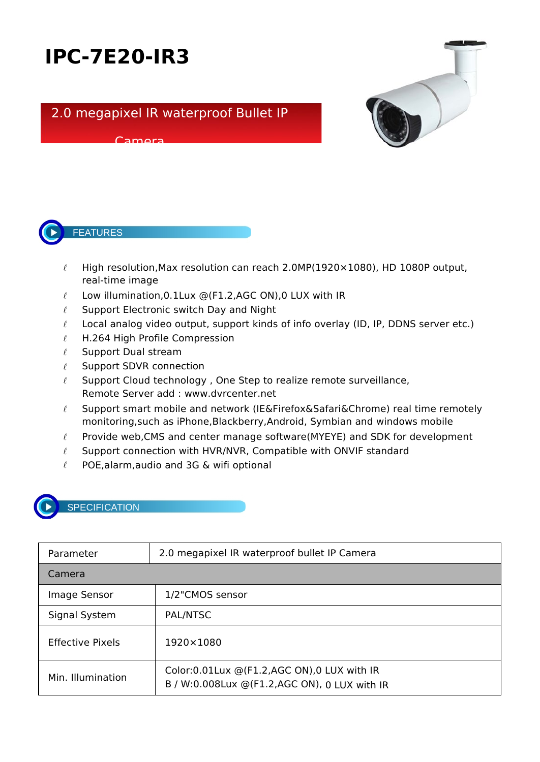# IPC-7E20-IR3

## 2.0 megapixel IR waterproof Bullet IP Camera

## FEATURES

- High resolution,Max resolution can reach 2.0MP(1920×1080), HD 1080P output, real-time image
- Low illumination,0.1Lux @(F1.2,AGC ON),0 LUX with IR
- Support Electronic switch Day and Night
- Local analog video output, support kinds of info overlay (ID, IP, DDNS server etc.)
- H.264 High Profile Compression
- Support Dual stream
- Support SDVR connection
- Support Cloud technology , One Step to realize remote surveillance, Remote Server add : www.dvrcenter.net
- Support smart mobile and network (IE&Firefox&Safari&Chrome) real time remotely monitoring,such as iPhone,Blackberry,Android, Symbian and windows mobile
- Provide web,CMS and center manage software(MYEYE) and SDK for development
- Support connection with HVR/NVR, Compatible with ONVIF standard
- POE,alarm,audio and 3G & wifi optional

## SPECIFICATION

| Parameter | 2.0 megapixel IR waterproof bullet IP Camera |
|---|---|
| Camera | |
| Image Sensor | 1/2"CMOS sensor |
| Signal System | PAL/NTSC |
| Effective Pixels | 1920×1080 |
| Min. Illumination | Color:0.01Lux @(F1.2,AGC ON),0 LUX with IR<br>B / W:0.008Lux @(F1.2,AGC ON), 0 LUX with IR |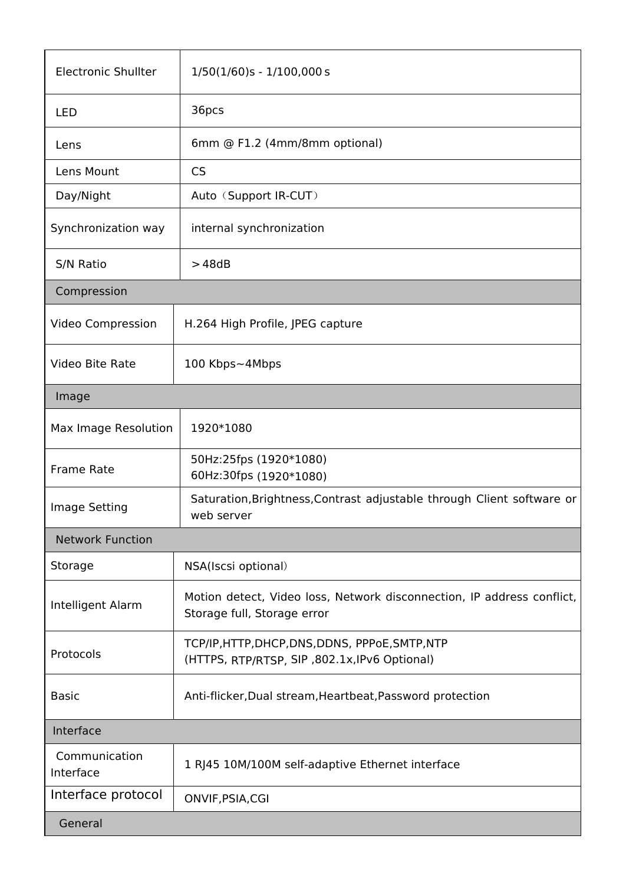| | |
|---|---|
| Electronic Shullter | 1/50(1/60)s - 1/100,000 s |
| LED | 36pcs |
| Lens | 6mm @ F1.2 (4mm/8mm optional) |
| Lens Mount | CS |
| Day/Night | Auto（Support IR-CUT） |
| Synchronization way | internal synchronization |
| S/N Ratio | ＞48dB |
| Compression | |
| Video Compression | H.264 High Profile, JPEG capture |
| Video Bite Rate | 100 Kbps~4Mbps |
| Image | |
| Max Image Resolution | 1920*1080 |
| Frame Rate | 50Hz:25fps (1920*1080)<br>60Hz:30fps (1920*1080) |
| Image Setting | Saturation,Brightness,Contrast adjustable through Client software or web server |
| Network Function | |
| Storage | NSA(Iscsi optional） |
| Intelligent Alarm | Motion detect, Video loss, Network disconnection, IP address conflict, Storage full, Storage error |
| Protocols | TCP/IP,HTTP,DHCP,DNS,DDNS, PPPoE,SMTP,NTP<br>(HTTPS, RTP/RTSP, SIP ,802.1x,IPv6 Optional) |
| Basic | Anti-flicker,Dual stream,Heartbeat,Password protection |
| Interface | |
| Communication Interface | 1 RJ45 10M/100M self-adaptive Ethernet interface |
| Interface protocol | ONVIF,PSIA,CGI |
| General | |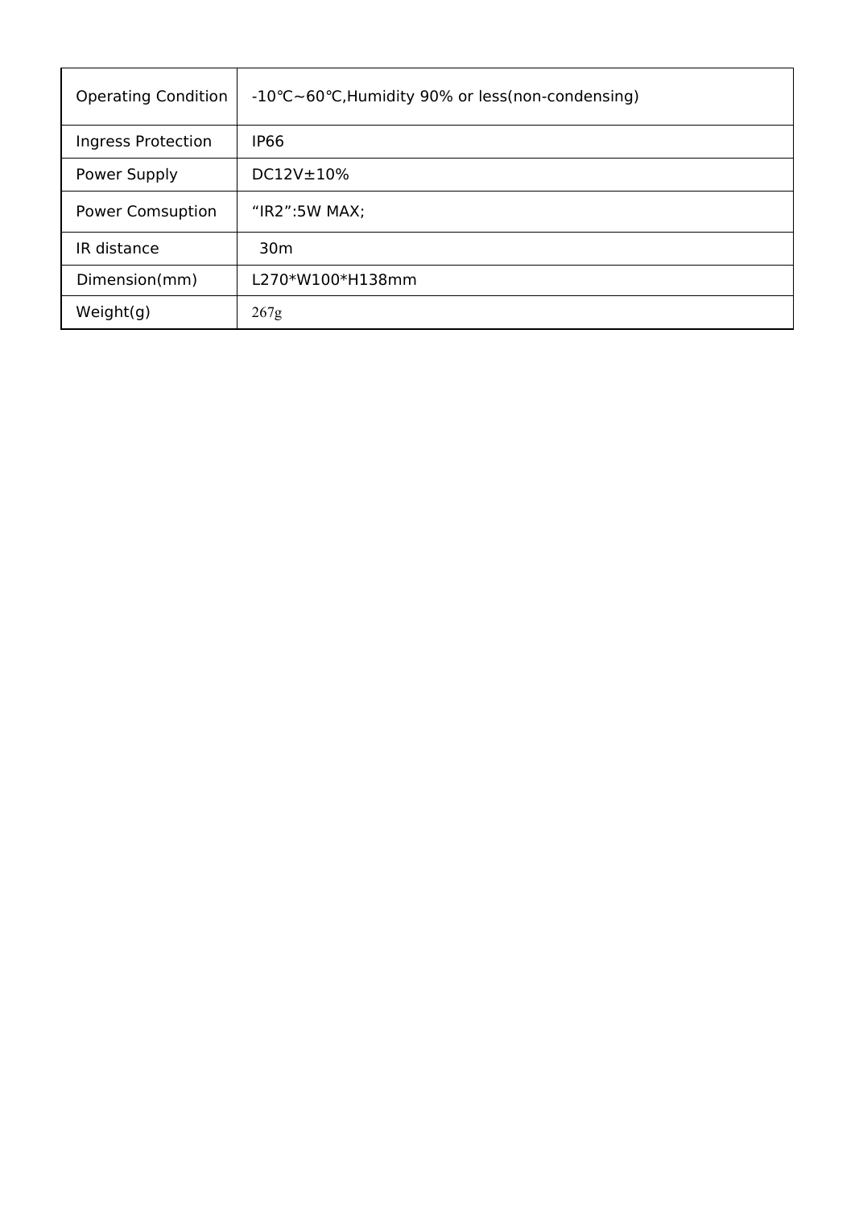| | |
|---|---|
| Operating Condition | -10℃~60℃,Humidity 90% or less(non-condensing) |
| Ingress Protection | IP66 |
| Power Supply | DC12V±10% |
| Power Comsuption | “IR2”:5W MAX; |
| IR distance | 30m |
| Dimension(mm) | L270*W100*H138mm |
| Weight(g) | 267g |